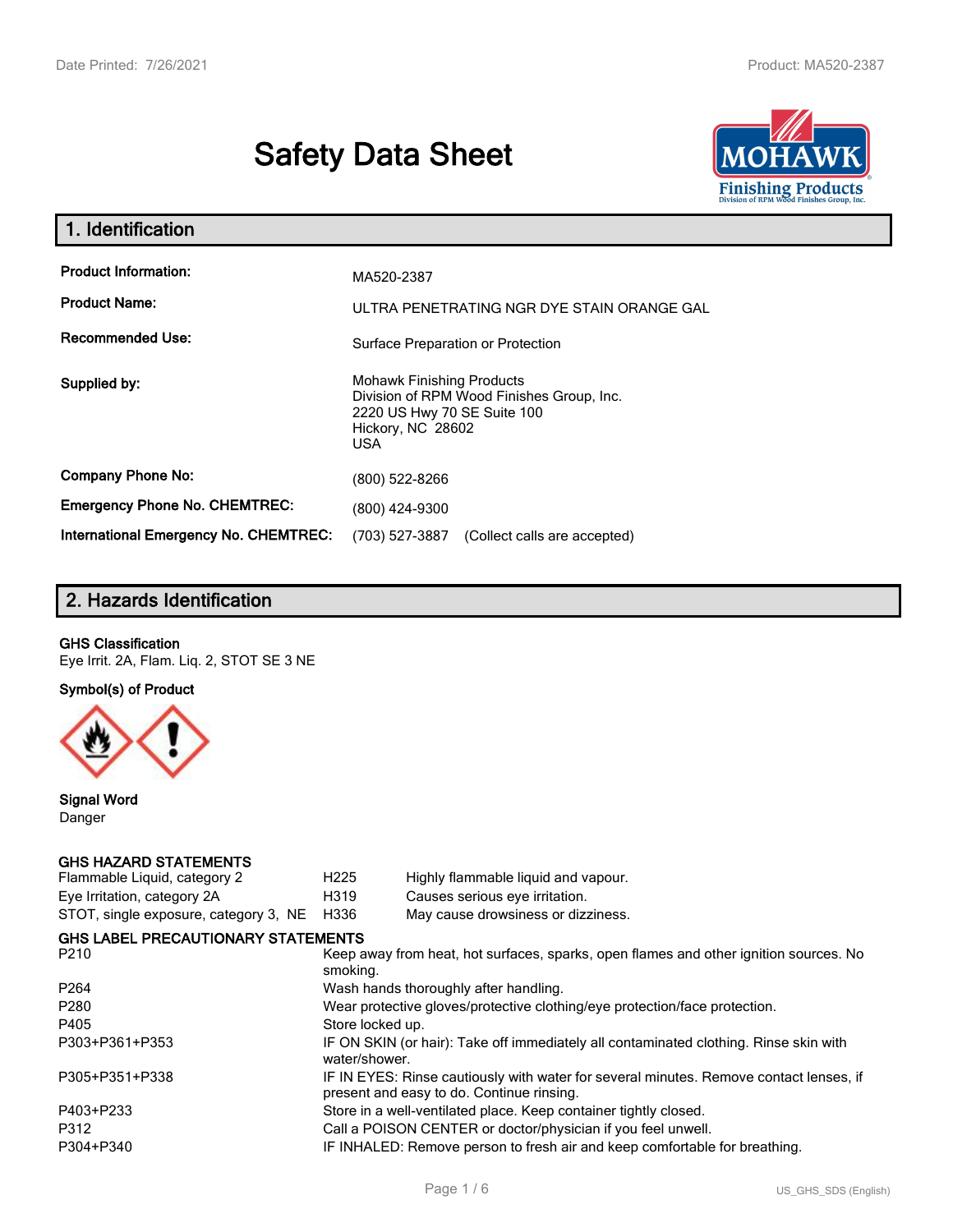# Safety Data Sheet

## 1. Identification

| | |
|---|---|
| **Product Information:** | MA520-2387 |
| **Product Name:** | ULTRA PENETRATING NGR DYE STAIN ORANGE GAL |
| **Recommended Use:** | Surface Preparation or Protection |
| **Supplied by:** | Mohawk Finishing Products<br>Division of RPM Wood Finishes Group, Inc.<br>2220 US Hwy 70 SE Suite 100<br>Hickory, NC 28602<br>USA |
| **Company Phone No:** | (800) 522-8266 |
| **Emergency Phone No. CHEMTREC:** | (800) 424-9300 |
| **International Emergency No. CHEMTREC:** | (703) 527-3887 (Collect calls are accepted) |

## 2. Hazards Identification

**GHS Classification**

Eye Irrit. 2A, Flam. Liq. 2, STOT SE 3 NE

**Symbol(s) of Product**

**Signal Word**

Danger

**GHS HAZARD STATEMENTS**

| | | |
|---|---|---|
| Flammable Liquid, category 2 | H225 | Highly flammable liquid and vapour. |
| Eye Irritation, category 2A | H319 | Causes serious eye irritation. |
| STOT, single exposure, category 3, NE | H336 | May cause drowsiness or dizziness. |

**GHS LABEL PRECAUTIONARY STATEMENTS**

| | |
|---|---|
| P210 | Keep away from heat, hot surfaces, sparks, open flames and other ignition sources. No smoking. |
| P264 | Wash hands thoroughly after handling. |
| P280 | Wear protective gloves/protective clothing/eye protection/face protection. |
| P405 | Store locked up. |
| P303+P361+P353 | IF ON SKIN (or hair): Take off immediately all contaminated clothing. Rinse skin with water/shower. |
| P305+P351+P338 | IF IN EYES: Rinse cautiously with water for several minutes. Remove contact lenses, if present and easy to do. Continue rinsing. |
| P403+P233 | Store in a well-ventilated place. Keep container tightly closed. |
| P312 | Call a POISON CENTER or doctor/physician if you feel unwell. |
| P304+P340 | IF INHALED: Remove person to fresh air and keep comfortable for breathing. |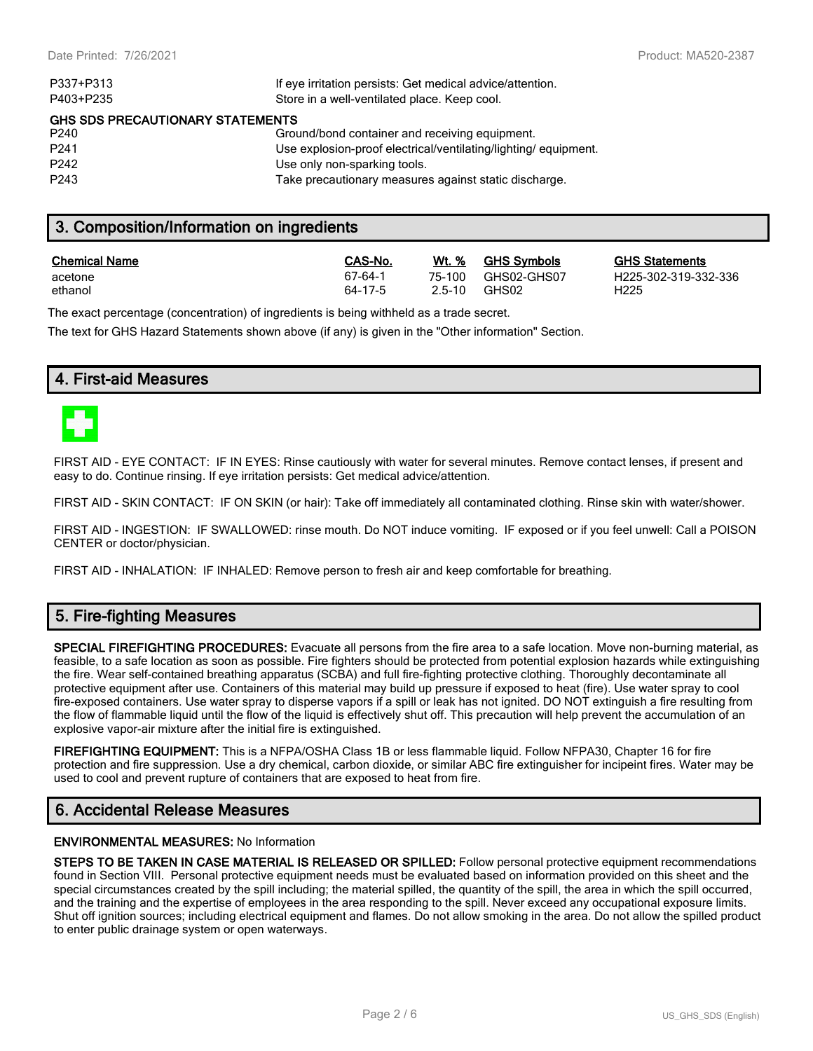| | |
|---|---|
| P337+P313 | If eye irritation persists: Get medical advice/attention. |
| P403+P235 | Store in a well-ventilated place. Keep cool. |

**GHS SDS PRECAUTIONARY STATEMENTS**

| | |
|---|---|
| P240 | Ground/bond container and receiving equipment. |
| P241 | Use explosion-proof electrical/ventilating/lighting/ equipment. |
| P242 | Use only non-sparking tools. |
| P243 | Take precautionary measures against static discharge. |

## 3. Composition/Information on ingredients

| Chemical Name | CAS-No. | Wt. % | GHS Symbols | GHS Statements |
|---|---|---|---|---|
| acetone | 67-64-1 | 75-100 | GHS02-GHS07 | H225-302-319-332-336 |
| ethanol | 64-17-5 | 2.5-10 | GHS02 | H225 |

The exact percentage (concentration) of ingredients is being withheld as a trade secret.

The text for GHS Hazard Statements shown above (if any) is given in the "Other information" Section.

## 4. First-aid Measures

FIRST AID - EYE CONTACT: IF IN EYES: Rinse cautiously with water for several minutes. Remove contact lenses, if present and easy to do. Continue rinsing. If eye irritation persists: Get medical advice/attention.

FIRST AID - SKIN CONTACT: IF ON SKIN (or hair): Take off immediately all contaminated clothing. Rinse skin with water/shower.

FIRST AID - INGESTION: IF SWALLOWED: rinse mouth. Do NOT induce vomiting. IF exposed or if you feel unwell: Call a POISON CENTER or doctor/physician.

FIRST AID - INHALATION: IF INHALED: Remove person to fresh air and keep comfortable for breathing.

## 5. Fire-fighting Measures

**SPECIAL FIREFIGHTING PROCEDURES:** Evacuate all persons from the fire area to a safe location. Move non-burning material, as feasible, to a safe location as soon as possible. Fire fighters should be protected from potential explosion hazards while extinguishing the fire. Wear self-contained breathing apparatus (SCBA) and full fire-fighting protective clothing. Thoroughly decontaminate all protective equipment after use. Containers of this material may build up pressure if exposed to heat (fire). Use water spray to cool fire-exposed containers. Use water spray to disperse vapors if a spill or leak has not ignited. DO NOT extinguish a fire resulting from the flow of flammable liquid until the flow of the liquid is effectively shut off. This precaution will help prevent the accumulation of an explosive vapor-air mixture after the initial fire is extinguished.

**FIREFIGHTING EQUIPMENT:** This is a NFPA/OSHA Class 1B or less flammable liquid. Follow NFPA30, Chapter 16 for fire protection and fire suppression. Use a dry chemical, carbon dioxide, or similar ABC fire extinguisher for incipeint fires. Water may be used to cool and prevent rupture of containers that are exposed to heat from fire.

## 6. Accidental Release Measures

**ENVIRONMENTAL MEASURES:** No Information

**STEPS TO BE TAKEN IN CASE MATERIAL IS RELEASED OR SPILLED:** Follow personal protective equipment recommendations found in Section VIII. Personal protective equipment needs must be evaluated based on information provided on this sheet and the special circumstances created by the spill including; the material spilled, the quantity of the spill, the area in which the spill occurred, and the training and the expertise of employees in the area responding to the spill. Never exceed any occupational exposure limits. Shut off ignition sources; including electrical equipment and flames. Do not allow smoking in the area. Do not allow the spilled product to enter public drainage system or open waterways.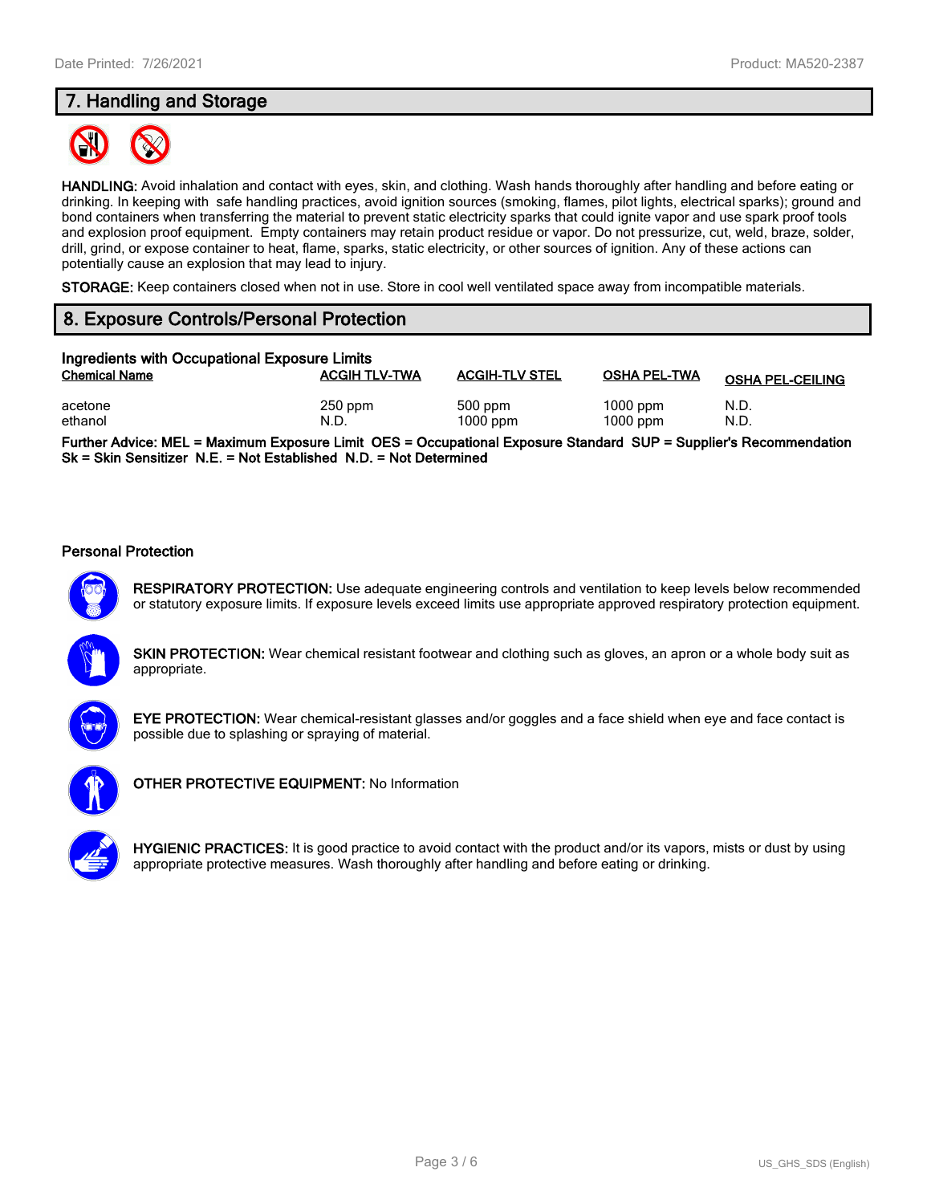## 7. Handling and Storage

**HANDLING:** Avoid inhalation and contact with eyes, skin, and clothing. Wash hands thoroughly after handling and before eating or drinking. In keeping with safe handling practices, avoid ignition sources (smoking, flames, pilot lights, electrical sparks); ground and bond containers when transferring the material to prevent static electricity sparks that could ignite vapor and use spark proof tools and explosion proof equipment. Empty containers may retain product residue or vapor. Do not pressurize, cut, weld, braze, solder, drill, grind, or expose container to heat, flame, sparks, static electricity, or other sources of ignition. Any of these actions can potentially cause an explosion that may lead to injury.

**STORAGE:** Keep containers closed when not in use. Store in cool well ventilated space away from incompatible materials.

## 8. Exposure Controls/Personal Protection

**Ingredients with Occupational Exposure Limits**

| Chemical Name | ACGIH TLV-TWA | ACGIH-TLV STEL | OSHA PEL-TWA | OSHA PEL-CEILING |
|---|---|---|---|---|
| acetone | 250 ppm | 500 ppm | 1000 ppm | N.D. |
| ethanol | N.D. | 1000 ppm | 1000 ppm | N.D. |

**Further Advice: MEL = Maximum Exposure Limit OES = Occupational Exposure Standard SUP = Supplier's Recommendation Sk = Skin Sensitizer N.E. = Not Established N.D. = Not Determined**

### Personal Protection

**RESPIRATORY PROTECTION:** Use adequate engineering controls and ventilation to keep levels below recommended or statutory exposure limits. If exposure levels exceed limits use appropriate approved respiratory protection equipment.

**SKIN PROTECTION:** Wear chemical resistant footwear and clothing such as gloves, an apron or a whole body suit as appropriate.

**EYE PROTECTION:** Wear chemical-resistant glasses and/or goggles and a face shield when eye and face contact is possible due to splashing or spraying of material.

**OTHER PROTECTIVE EQUIPMENT:** No Information

**HYGIENIC PRACTICES:** It is good practice to avoid contact with the product and/or its vapors, mists or dust by using appropriate protective measures. Wash thoroughly after handling and before eating or drinking.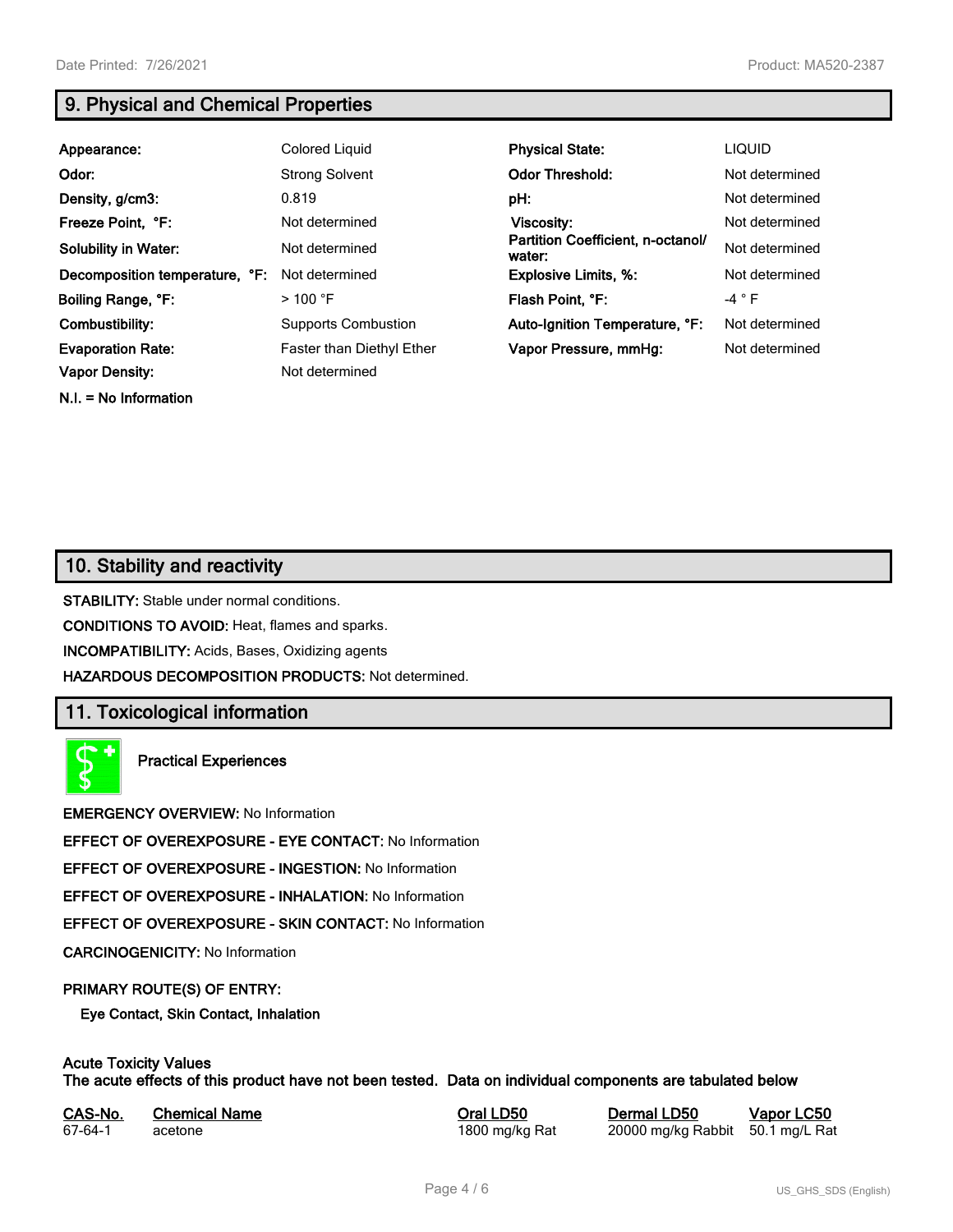## 9. Physical and Chemical Properties

| | | | |
|---|---|---|---|
| **Appearance:** | Colored Liquid | **Physical State:** | LIQUID |
| **Odor:** | Strong Solvent | **Odor Threshold:** | Not determined |
| **Density, g/cm3:** | 0.819 | **pH:** | Not determined |
| **Freeze Point, °F:** | Not determined | **Viscosity:** | Not determined |
| **Solubility in Water:** | Not determined | **Partition Coefficient, n-octanol/ water:** | Not determined |
| **Decomposition temperature, °F:** | Not determined | **Explosive Limits, %:** | Not determined |
| **Boiling Range, °F:** | > 100 °F | **Flash Point, °F:** | -4 ° F |
| **Combustibility:** | Supports Combustion | **Auto-Ignition Temperature, °F:** | Not determined |
| **Evaporation Rate:** | Faster than Diethyl Ether | **Vapor Pressure, mmHg:** | Not determined |
| **Vapor Density:** | Not determined | | |

**N.I. = No Information**

## 10. Stability and reactivity

**STABILITY:** Stable under normal conditions.

**CONDITIONS TO AVOID:** Heat, flames and sparks.

**INCOMPATIBILITY:** Acids, Bases, Oxidizing agents

**HAZARDOUS DECOMPOSITION PRODUCTS:** Not determined.

## 11. Toxicological information

**Practical Experiences**

**EMERGENCY OVERVIEW:** No Information

**EFFECT OF OVEREXPOSURE - EYE CONTACT:** No Information

**EFFECT OF OVEREXPOSURE - INGESTION:** No Information

**EFFECT OF OVEREXPOSURE - INHALATION:** No Information

**EFFECT OF OVEREXPOSURE - SKIN CONTACT:** No Information

**CARCINOGENICITY:** No Information

**PRIMARY ROUTE(S) OF ENTRY:**

**Eye Contact, Skin Contact, Inhalation**

**Acute Toxicity Values**
**The acute effects of this product have not been tested. Data on individual components are tabulated below**

| CAS-No. | Chemical Name | Oral LD50 | Dermal LD50 | Vapor LC50 |
|---|---|---|---|---|
| 67-64-1 | acetone | 1800 mg/kg Rat | 20000 mg/kg Rabbit | 50.1 mg/L Rat |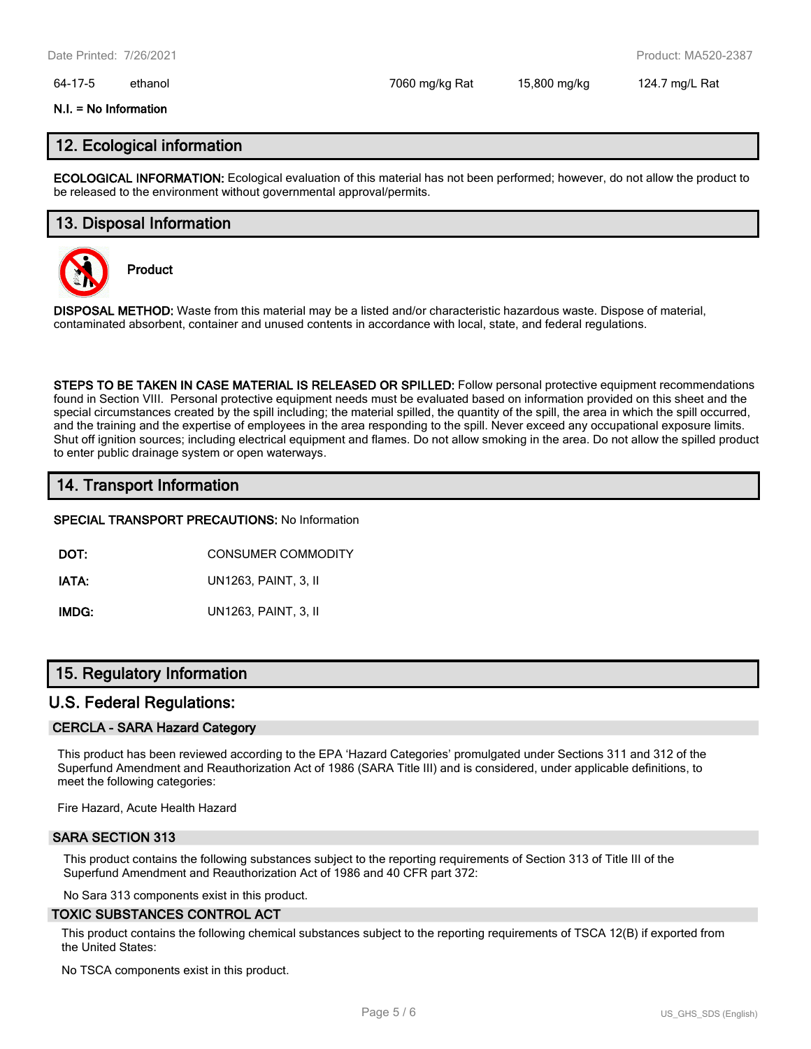| | | | | |
|---|---|---|---|---|
| 64-17-5 | ethanol | 7060 mg/kg Rat | 15,800 mg/kg | 124.7 mg/L Rat |

**N.I. = No Information**

## 12. Ecological information

**ECOLOGICAL INFORMATION:** Ecological evaluation of this material has not been performed; however, do not allow the product to be released to the environment without governmental approval/permits.

## 13. Disposal Information

**Product**

**DISPOSAL METHOD:** Waste from this material may be a listed and/or characteristic hazardous waste. Dispose of material, contaminated absorbent, container and unused contents in accordance with local, state, and federal regulations.

**STEPS TO BE TAKEN IN CASE MATERIAL IS RELEASED OR SPILLED:** Follow personal protective equipment recommendations found in Section VIII. Personal protective equipment needs must be evaluated based on information provided on this sheet and the special circumstances created by the spill including; the material spilled, the quantity of the spill, the area in which the spill occurred, and the training and the expertise of employees in the area responding to the spill. Never exceed any occupational exposure limits. Shut off ignition sources; including electrical equipment and flames. Do not allow smoking in the area. Do not allow the spilled product to enter public drainage system or open waterways.

## 14. Transport Information

**SPECIAL TRANSPORT PRECAUTIONS:** No Information

| | |
|---|---|
| **DOT:** | CONSUMER COMMODITY |
| **IATA:** | UN1263, PAINT, 3, II |
| **IMDG:** | UN1263, PAINT, 3, II |

## 15. Regulatory Information

## U.S. Federal Regulations:

### CERCLA - SARA Hazard Category

This product has been reviewed according to the EPA 'Hazard Categories' promulgated under Sections 311 and 312 of the Superfund Amendment and Reauthorization Act of 1986 (SARA Title III) and is considered, under applicable definitions, to meet the following categories:

Fire Hazard, Acute Health Hazard

### SARA SECTION 313

This product contains the following substances subject to the reporting requirements of Section 313 of Title III of the Superfund Amendment and Reauthorization Act of 1986 and 40 CFR part 372:

No Sara 313 components exist in this product.

### TOXIC SUBSTANCES CONTROL ACT

This product contains the following chemical substances subject to the reporting requirements of TSCA 12(B) if exported from the United States:

No TSCA components exist in this product.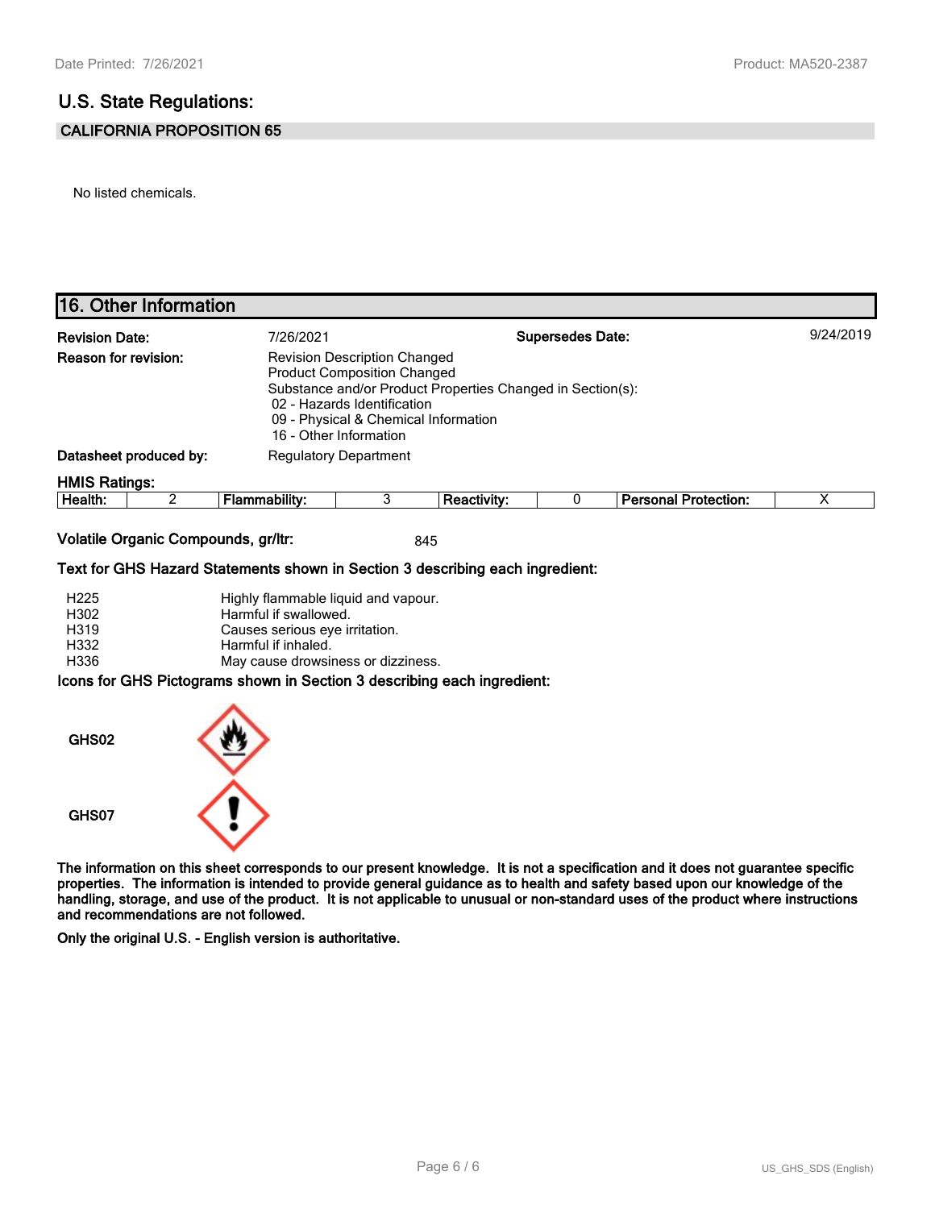## U.S. State Regulations:

### CALIFORNIA PROPOSITION 65

No listed chemicals.

## 16. Other Information

**Revision Date:** 7/26/2021 **Supersedes Date:** 9/24/2019

**Reason for revision:** Revision Description Changed
Product Composition Changed
Substance and/or Product Properties Changed in Section(s):
02 - Hazards Identification
09 - Physical & Chemical Information
16 - Other Information

**Datasheet produced by:** Regulatory Department

**HMIS Ratings:**

| | | | | | | | |
|---|---|---|---|---|---|---|---|
| **Health:** | 2 | **Flammability:** | 3 | **Reactivity:** | 0 | **Personal Protection:** | X |

**Volatile Organic Compounds, gr/ltr:** 845

**Text for GHS Hazard Statements shown in Section 3 describing each ingredient:**

| | |
|---|---|
| H225 | Highly flammable liquid and vapour. |
| H302 | Harmful if swallowed. |
| H319 | Causes serious eye irritation. |
| H332 | Harmful if inhaled. |
| H336 | May cause drowsiness or dizziness. |

**Icons for GHS Pictograms shown in Section 3 describing each ingredient:**

GHS02

GHS07

**The information on this sheet corresponds to our present knowledge. It is not a specification and it does not guarantee specific properties. The information is intended to provide general guidance as to health and safety based upon our knowledge of the handling, storage, and use of the product. It is not applicable to unusual or non-standard uses of the product where instructions and recommendations are not followed.**

**Only the original U.S. - English version is authoritative.**